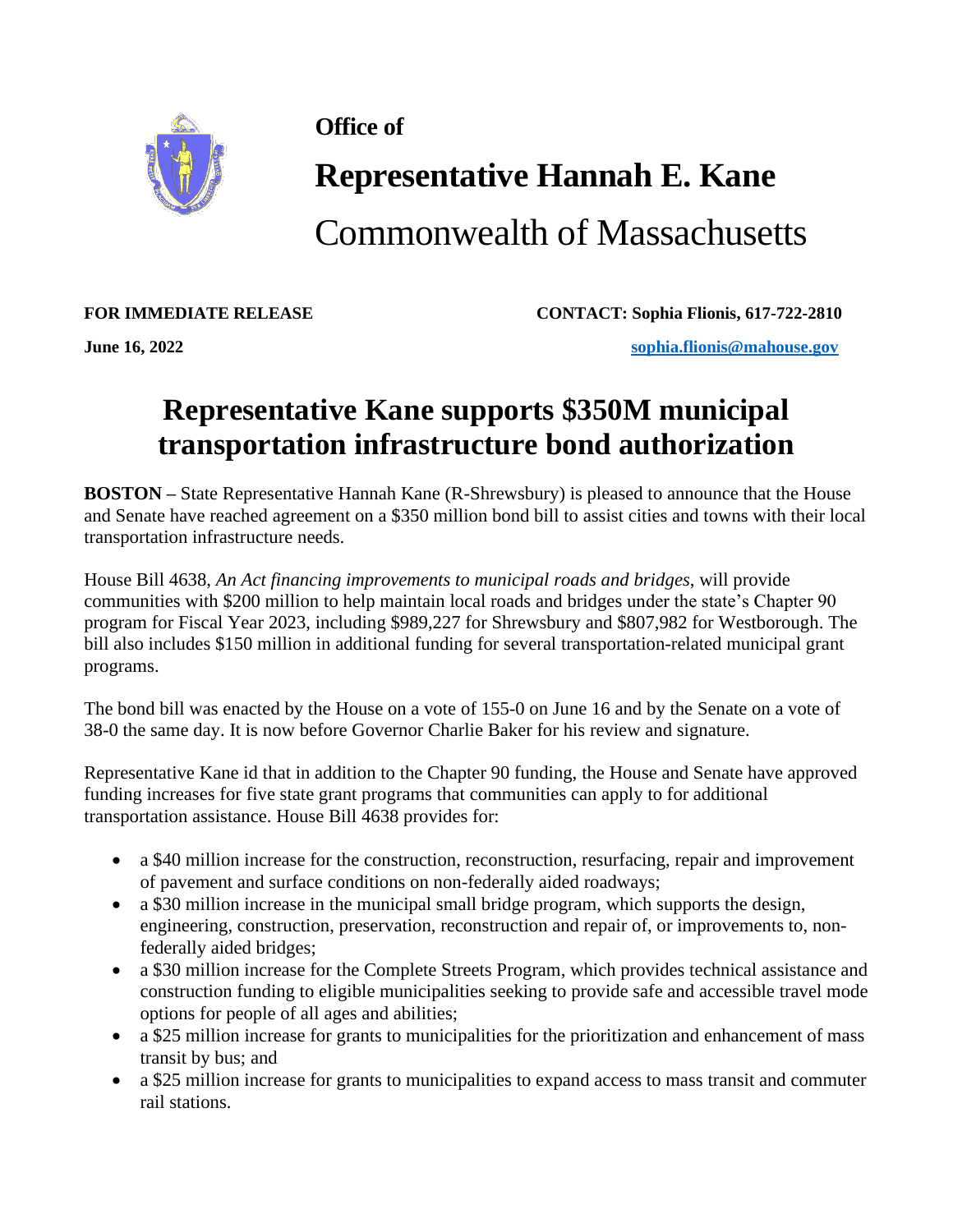**Office of**

# Representative Hannah E. Kane

Commonwealth of Massachusetts

**FOR IMMEDIATE RELEASE** **CONTACT: Sophia Flionis, 617-722-2810**

**June 16, 2022** **sophia.flionis@mahouse.gov**

# Representative Kane supports $350M municipal transportation infrastructure bond authorization

**BOSTON –** State Representative Hannah Kane (R-Shrewsbury) is pleased to announce that the House and Senate have reached agreement on a $350 million bond bill to assist cities and towns with their local transportation infrastructure needs.

House Bill 4638, *An Act financing improvements to municipal roads and bridges*, will provide communities with $200 million to help maintain local roads and bridges under the state's Chapter 90 program for Fiscal Year 2023, including $989,227 for Shrewsbury and $807,982 for Westborough. The bill also includes $150 million in additional funding for several transportation-related municipal grant programs.

The bond bill was enacted by the House on a vote of 155-0 on June 16 and by the Senate on a vote of 38-0 the same day. It is now before Governor Charlie Baker for his review and signature.

Representative Kane id that in addition to the Chapter 90 funding, the House and Senate have approved funding increases for five state grant programs that communities can apply to for additional transportation assistance. House Bill 4638 provides for:

- a $40 million increase for the construction, reconstruction, resurfacing, repair and improvement of pavement and surface conditions on non-federally aided roadways;
- a $30 million increase in the municipal small bridge program, which supports the design, engineering, construction, preservation, reconstruction and repair of, or improvements to, non-federally aided bridges;
- a $30 million increase for the Complete Streets Program, which provides technical assistance and construction funding to eligible municipalities seeking to provide safe and accessible travel mode options for people of all ages and abilities;
- a $25 million increase for grants to municipalities for the prioritization and enhancement of mass transit by bus; and
- a $25 million increase for grants to municipalities to expand access to mass transit and commuter rail stations.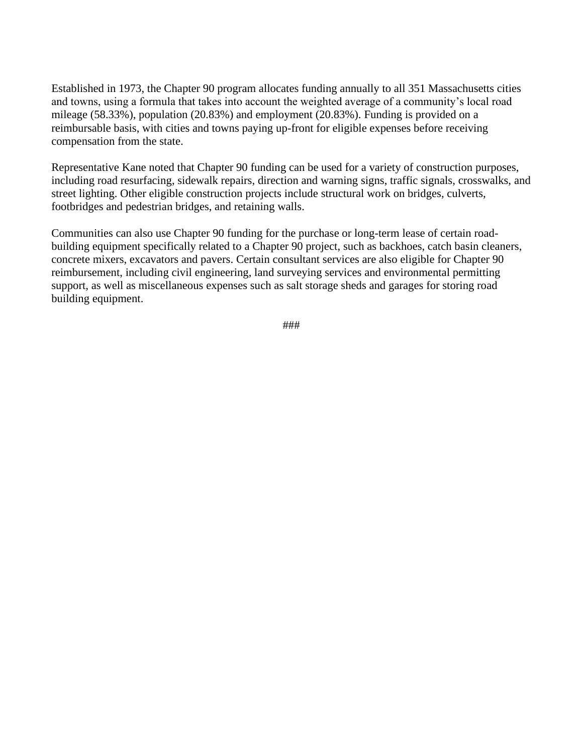Established in 1973, the Chapter 90 program allocates funding annually to all 351 Massachusetts cities and towns, using a formula that takes into account the weighted average of a community's local road mileage (58.33%), population (20.83%) and employment (20.83%). Funding is provided on a reimbursable basis, with cities and towns paying up-front for eligible expenses before receiving compensation from the state.

Representative Kane noted that Chapter 90 funding can be used for a variety of construction purposes, including road resurfacing, sidewalk repairs, direction and warning signs, traffic signals, crosswalks, and street lighting. Other eligible construction projects include structural work on bridges, culverts, footbridges and pedestrian bridges, and retaining walls.

Communities can also use Chapter 90 funding for the purchase or long-term lease of certain road-building equipment specifically related to a Chapter 90 project, such as backhoes, catch basin cleaners, concrete mixers, excavators and pavers. Certain consultant services are also eligible for Chapter 90 reimbursement, including civil engineering, land surveying services and environmental permitting support, as well as miscellaneous expenses such as salt storage sheds and garages for storing road building equipment.

###